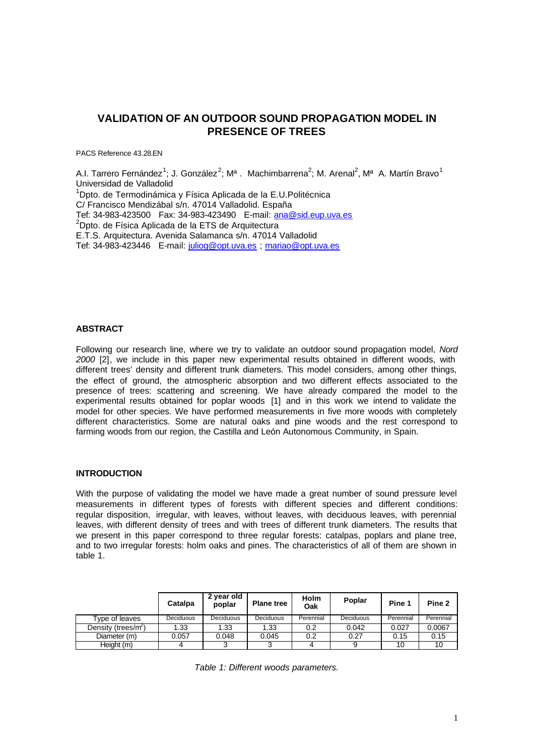# VALIDATION OF AN OUTDOOR SOUND PROPAGATION MODEL IN PRESENCE OF TREES

PACS Reference 43.28.EN

A.I. Tarrero Fernández[1]; J. González[2]; Mª . Machimbarrena[2]; M. Arenal[2], Mª A. Martín Bravo[1]
Universidad de Valladolid
[1]Dpto. de Termodinámica y Física Aplicada de la E.U.Politécnica
C/ Francisco Mendizábal s/n. 47014 Valladolid. España
Tef: 34-983-423500 Fax: 34-983-423490 E-mail: ana@sid.eup.uva.es
[2]Dpto. de Física Aplicada de la ETS de Arquitectura
E.T.S. Arquitectura. Avenida Salamanca s/n. 47014 Valladolid
Tef: 34-983-423446 E-mail: juliog@opt.uva.es ; mariao@opt.uva.es

## ABSTRACT

Following our research line, where we try to validate an outdoor sound propagation model, *Nord 2000* [2], we include in this paper new experimental results obtained in different woods, with different trees' density and different trunk diameters. This model considers, among other things, the effect of ground, the atmospheric absorption and two different effects associated to the presence of trees: scattering and screening. We have already compared the model to the experimental results obtained for poplar woods [1] and in this work we intend to validate the model for other species. We have performed measurements in five more woods with completely different characteristics. Some are natural oaks and pine woods and the rest correspond to farming woods from our region, the Castilla and León Autonomous Community, in Spain.

## INTRODUCTION

With the purpose of validating the model we have made a great number of sound pressure level measurements in different types of forests with different species and different conditions: regular disposition, irregular, with leaves, without leaves, with deciduous leaves, with perennial leaves, with different density of trees and with trees of different trunk diameters. The results that we present in this paper correspond to three regular forests: catalpas, poplars and plane tree, and to two irregular forests: holm oaks and pines. The characteristics of all of them are shown in table 1.

| | Catalpa | 2 year old poplar | Plane tree | Holm Oak | Poplar | Pine 1 | Pine 2 |
|---|---|---|---|---|---|---|---|
| Type of leaves | Deciduous | Deciduous | Deciduous | Perennial | Deciduous | Perennial | Perennial |
| Density (trees/m$^2$) | 1.33 | 1.33 | 1.33 | 0.2 | 0.042 | 0.027 | 0.0067 |
| Diameter (m) | 0.057 | 0.048 | 0.045 | 0.2 | 0.27 | 0.15 | 0.15 |
| Height (m) | 4 | 3 | 3 | 4 | 9 | 10 | 10 |

*Table 1: Different woods parameters.*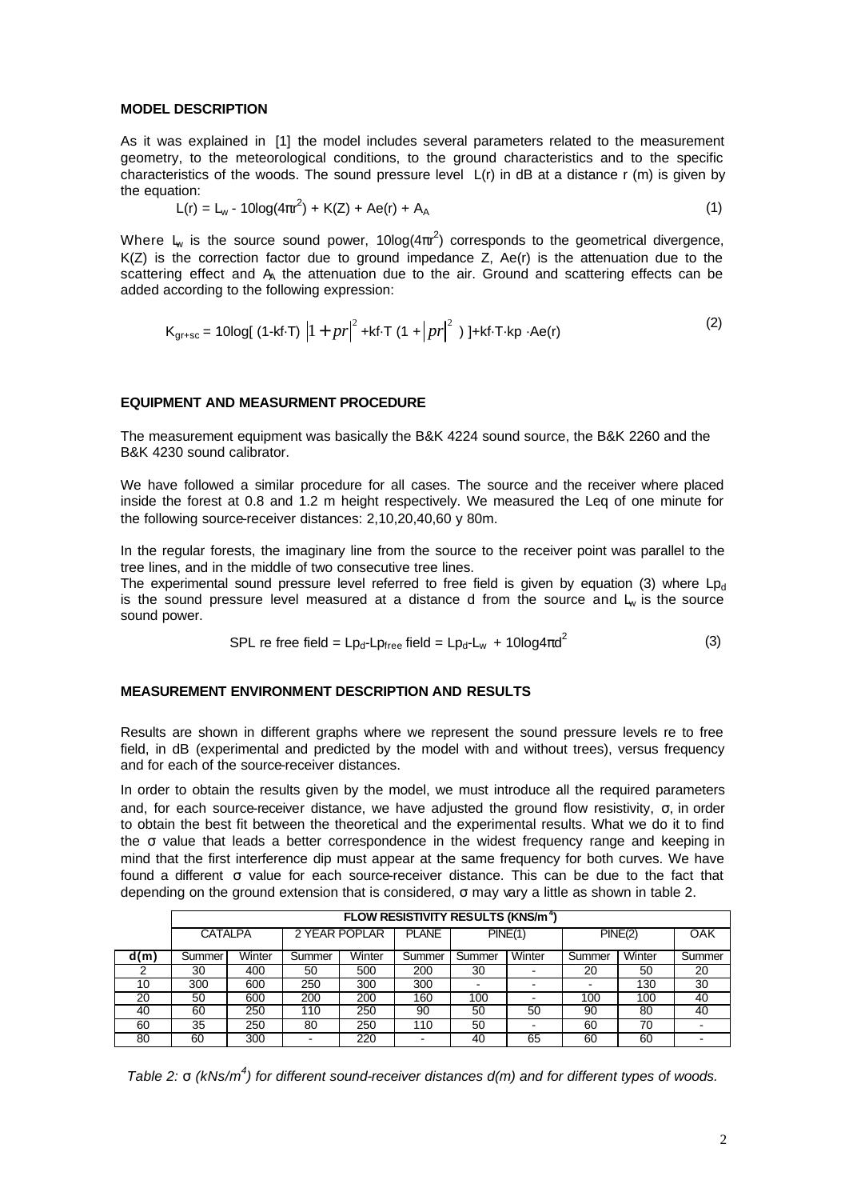## MODEL DESCRIPTION

As it was explained in [1] the model includes several parameters related to the measurement geometry, to the meteorological conditions, to the ground characteristics and to the specific characteristics of the woods. The sound pressure level L(r) in dB at a distance r (m) is given by the equation:

$$L(r) = L_w - 10\log(4\pi r^2) + K(Z) + Ae(r) + A_A \tag{1}$$

Where $L_w$ is the source sound power, $10\log(4\pi r^2)$ corresponds to the geometrical divergence, K(Z) is the correction factor due to ground impedance Z, Ae(r) is the attenuation due to the scattering effect and $A_A$ the attenuation due to the air. Ground and scattering effects can be added according to the following expression:

$$K_{gr+sc} = 10\log[\,(1\text{-}kf\cdot T)\,\left|1 + pr\right|^2 + kf\cdot T\,(1 + \left|pr\right|^2\,)\,] + kf\cdot T\cdot kp\cdot Ae(r) \tag{2}$$

## EQUIPMENT AND MEASURMENT PROCEDURE

The measurement equipment was basically the B&K 4224 sound source, the B&K 2260 and the B&K 4230 sound calibrator.

We have followed a similar procedure for all cases. The source and the receiver where placed inside the forest at 0.8 and 1.2 m height respectively. We measured the Leq of one minute for the following source-receiver distances: 2,10,20,40,60 y 80m.

In the regular forests, the imaginary line from the source to the receiver point was parallel to the tree lines, and in the middle of two consecutive tree lines.

The experimental sound pressure level referred to free field is given by equation (3) where $Lp_d$ is the sound pressure level measured at a distance d from the source and $L_w$ is the source sound power.

$$\text{SPL re free field} = Lp_d - Lp_{free}\ \text{field} = Lp_d - L_w + 10\log 4\pi d^2 \tag{3}$$

## MEASUREMENT ENVIRONMENT DESCRIPTION AND RESULTS

Results are shown in different graphs where we represent the sound pressure levels re to free field, in dB (experimental and predicted by the model with and without trees), versus frequency and for each of the source-receiver distances.

In order to obtain the results given by the model, we must introduce all the required parameters and, for each source-receiver distance, we have adjusted the ground flow resistivity, σ, in order to obtain the best fit between the theoretical and the experimental results. What we do it to find the σ value that leads a better correspondence in the widest frequency range and keeping in mind that the first interference dip must appear at the same frequency for both curves. We have found a different σ value for each source-receiver distance. This can be due to the fact that depending on the ground extension that is considered, σ may vary a little as shown in table 2.

| | FLOW RESISTIVITY RESULTS (KNS/m$^4$) | | | | | | | | | |
|---|---|---|---|---|---|---|---|---|---|---|
| | CATALPA | | 2 YEAR POPLAR | | PLANE | PINE(1) | | PINE(2) | | OAK |
| **d(m)** | Summer | Winter | Summer | Winter | Summer | Summer | Winter | Summer | Winter | Summer |
| 2 | 30 | 400 | 50 | 500 | 200 | 30 | - | 20 | 50 | 20 |
| 10 | 300 | 600 | 250 | 300 | 300 | - | - | - | 130 | 30 |
| 20 | 50 | 600 | 200 | 200 | 160 | 100 | - | 100 | 100 | 40 |
| 40 | 60 | 250 | 110 | 250 | 90 | 50 | 50 | 90 | 80 | 40 |
| 60 | 35 | 250 | 80 | 250 | 110 | 50 | - | 60 | 70 | - |
| 80 | 60 | 300 | - | 220 | - | 40 | 65 | 60 | 60 | - |

*Table 2: σ (kNs/m$^4$) for different sound-receiver distances d(m) and for different types of woods.*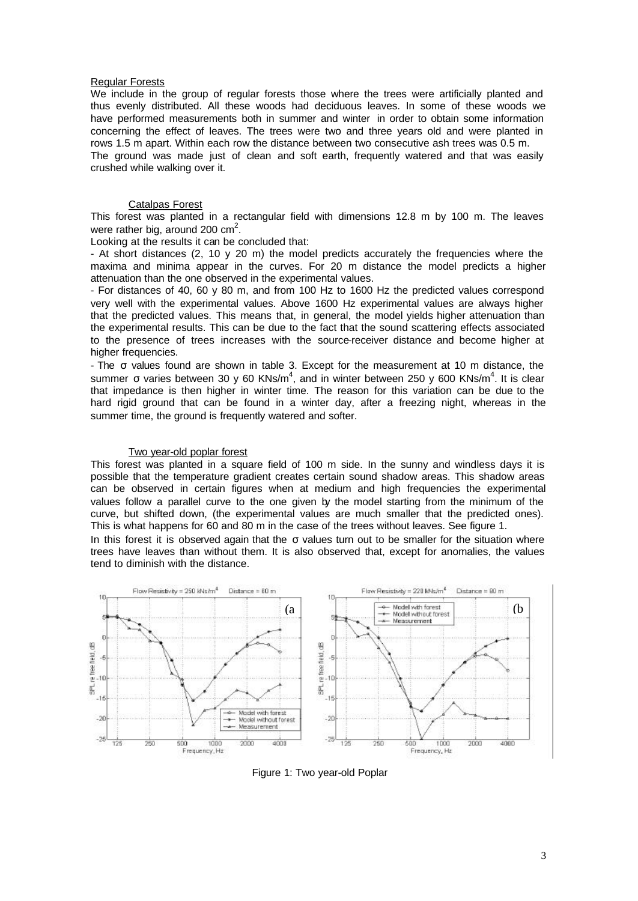Regular Forests

We include in the group of regular forests those where the trees were artificially planted and thus evenly distributed. All these woods had deciduous leaves. In some of these woods we have performed measurements both in summer and winter in order to obtain some information concerning the effect of leaves. The trees were two and three years old and were planted in rows 1.5 m apart. Within each row the distance between two consecutive ash trees was 0.5 m.

The ground was made just of clean and soft earth, frequently watered and that was easily crushed while walking over it.

Catalpas Forest

This forest was planted in a rectangular field with dimensions 12.8 m by 100 m. The leaves were rather big, around 200 $cm^2$.

Looking at the results it can be concluded that:

- At short distances (2, 10 y 20 m) the model predicts accurately the frequencies where the maxima and minima appear in the curves. For 20 m distance the model predicts a higher attenuation than the one observed in the experimental values.
- For distances of 40, 60 y 80 m, and from 100 Hz to 1600 Hz the predicted values correspond very well with the experimental values. Above 1600 Hz experimental values are always higher that the predicted values. This means that, in general, the model yields higher attenuation than the experimental results. This can be due to the fact that the sound scattering effects associated to the presence of trees increases with the source-receiver distance and become higher at higher frequencies.
- The σ values found are shown in table 3. Except for the measurement at 10 m distance, the summer σ varies between 30 y 60 $KNs/m^4$, and in winter between 250 y 600 $KNs/m^4$. It is clear that impedance is then higher in winter time. The reason for this variation can be due to the hard rigid ground that can be found in a winter day, after a freezing night, whereas in the summer time, the ground is frequently watered and softer.

Two year-old poplar forest

This forest was planted in a square field of 100 m side. In the sunny and windless days it is possible that the temperature gradient creates certain sound shadow areas. This shadow areas can be observed in certain figures when at medium and high frequencies the experimental values follow a parallel curve to the one given by the model starting from the minimum of the curve, but shifted down, (the experimental values are much smaller that the predicted ones). This is what happens for 60 and 80 m in the case of the trees without leaves. See figure 1.

In this forest it is observed again that the σ values turn out to be smaller for the situation where trees have leaves than without them. It is also observed that, except for anomalies, the values tend to diminish with the distance.

Figure 1: Two year-old Poplar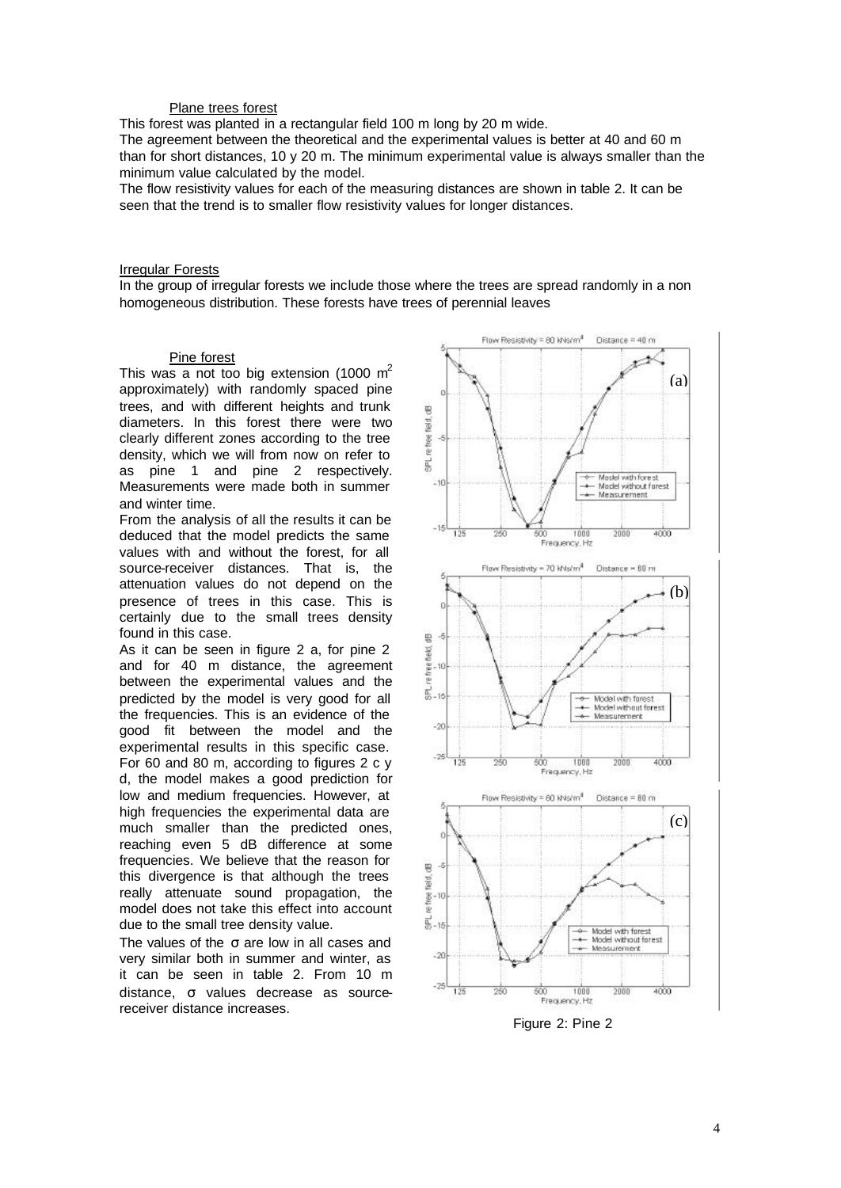Plane trees forest

This forest was planted in a rectangular field 100 m long by 20 m wide.

The agreement between the theoretical and the experimental values is better at 40 and 60 m than for short distances, 10 y 20 m. The minimum experimental value is always smaller than the minimum value calculated by the model.

The flow resistivity values for each of the measuring distances are shown in table 2. It can be seen that the trend is to smaller flow resistivity values for longer distances.

Irregular Forests

In the group of irregular forests we include those where the trees are spread randomly in a non homogeneous distribution. These forests have trees of perennial leaves

Pine forest

This was a not too big extension (1000 $m^2$ approximately) with randomly spaced pine trees, and with different heights and trunk diameters. In this forest there were two clearly different zones according to the tree density, which we will from now on refer to as pine 1 and pine 2 respectively. Measurements were made both in summer and winter time.

From the analysis of all the results it can be deduced that the model predicts the same values with and without the forest, for all source-receiver distances. That is, the attenuation values do not depend on the presence of trees in this case. This is certainly due to the small trees density found in this case.

As it can be seen in figure 2 a, for pine 2 and for 40 m distance, the agreement between the experimental values and the predicted by the model is very good for all the frequencies. This is an evidence of the good fit between the model and the experimental results in this specific case. For 60 and 80 m, according to figures 2 c y d, the model makes a good prediction for low and medium frequencies. However, at high frequencies the experimental data are much smaller than the predicted ones, reaching even 5 dB difference at some frequencies. We believe that the reason for this divergence is that although the trees really attenuate sound propagation, the model does not take this effect into account due to the small tree density value.

The values of the σ are low in all cases and very similar both in summer and winter, as it can be seen in table 2. From 10 m distance, σ values decrease as source-receiver distance increases.

Figure 2: Pine 2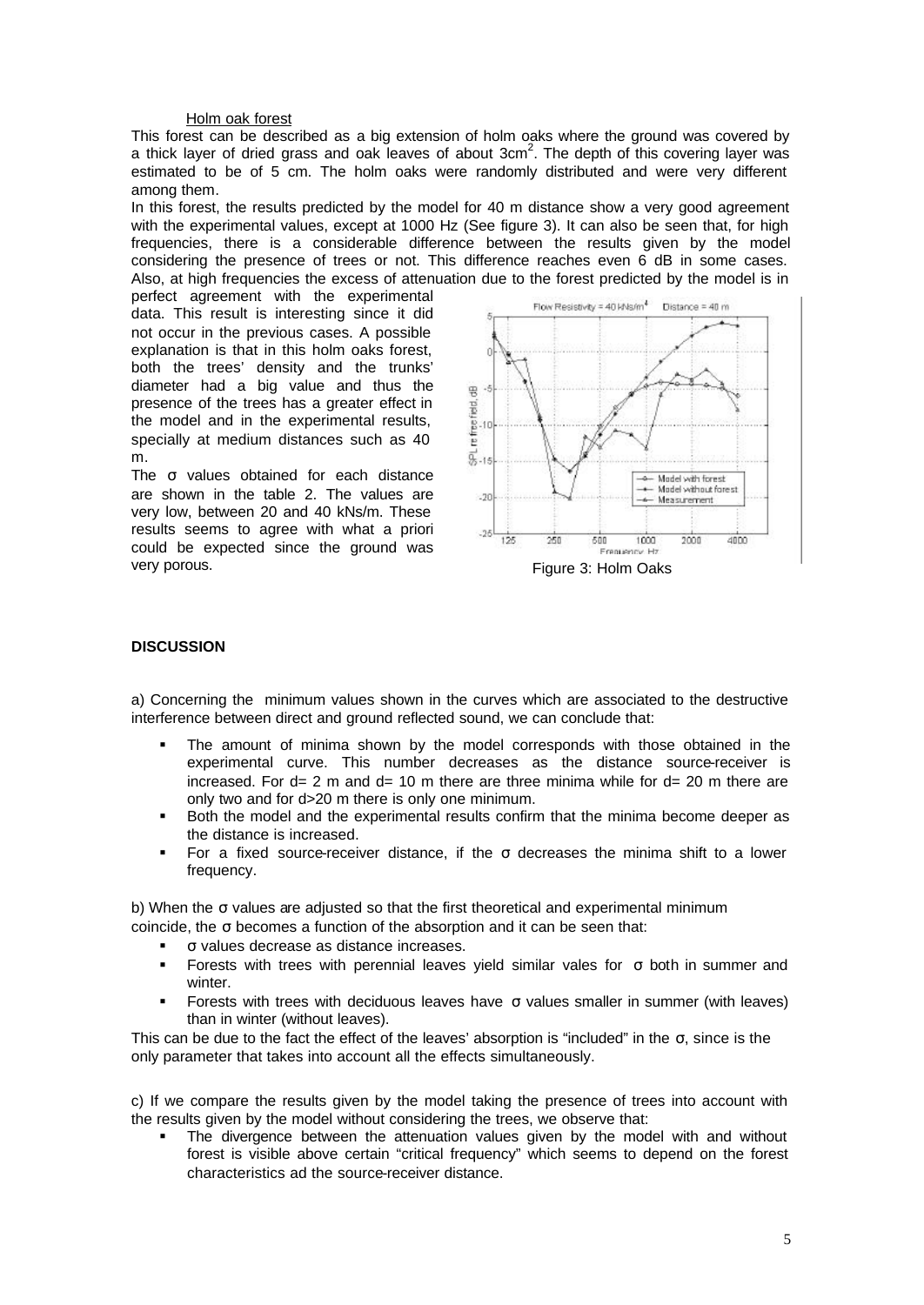Holm oak forest

This forest can be described as a big extension of holm oaks where the ground was covered by a thick layer of dried grass and oak leaves of about $3cm^2$. The depth of this covering layer was estimated to be of 5 cm. The holm oaks were randomly distributed and were very different among them.

In this forest, the results predicted by the model for 40 m distance show a very good agreement with the experimental values, except at 1000 Hz (See figure 3). It can also be seen that, for high frequencies, there is a considerable difference between the results given by the model considering the presence of trees or not. This difference reaches even 6 dB in some cases. Also, at high frequencies the excess of attenuation due to the forest predicted by the model is in perfect agreement with the experimental data. This result is interesting since it did not occur in the previous cases. A possible explanation is that in this holm oaks forest, both the trees' density and the trunks' diameter had a big value and thus the presence of the trees has a greater effect in the model and in the experimental results, specially at medium distances such as 40 m.

The σ values obtained for each distance are shown in the table 2. The values are very low, between 20 and 40 kNs/m. These results seems to agree with what a priori could be expected since the ground was very porous.

Figure 3: Holm Oaks

## DISCUSSION

a) Concerning the minimum values shown in the curves which are associated to the destructive interference between direct and ground reflected sound, we can conclude that:

- The amount of minima shown by the model corresponds with those obtained in the experimental curve. This number decreases as the distance source-receiver is increased. For d= 2 m and d= 10 m there are three minima while for d= 20 m there are only two and for d>20 m there is only one minimum.
- Both the model and the experimental results confirm that the minima become deeper as the distance is increased.
- For a fixed source-receiver distance, if the σ decreases the minima shift to a lower frequency.

b) When the σ values are adjusted so that the first theoretical and experimental minimum coincide, the σ becomes a function of the absorption and it can be seen that:

- σ values decrease as distance increases.
- Forests with trees with perennial leaves yield similar vales for σ both in summer and winter.
- Forests with trees with deciduous leaves have σ values smaller in summer (with leaves) than in winter (without leaves).

This can be due to the fact the effect of the leaves' absorption is "included" in the σ, since is the only parameter that takes into account all the effects simultaneously.

c) If we compare the results given by the model taking the presence of trees into account with the results given by the model without considering the trees, we observe that:

- The divergence between the attenuation values given by the model with and without forest is visible above certain "critical frequency" which seems to depend on the forest characteristics ad the source-receiver distance.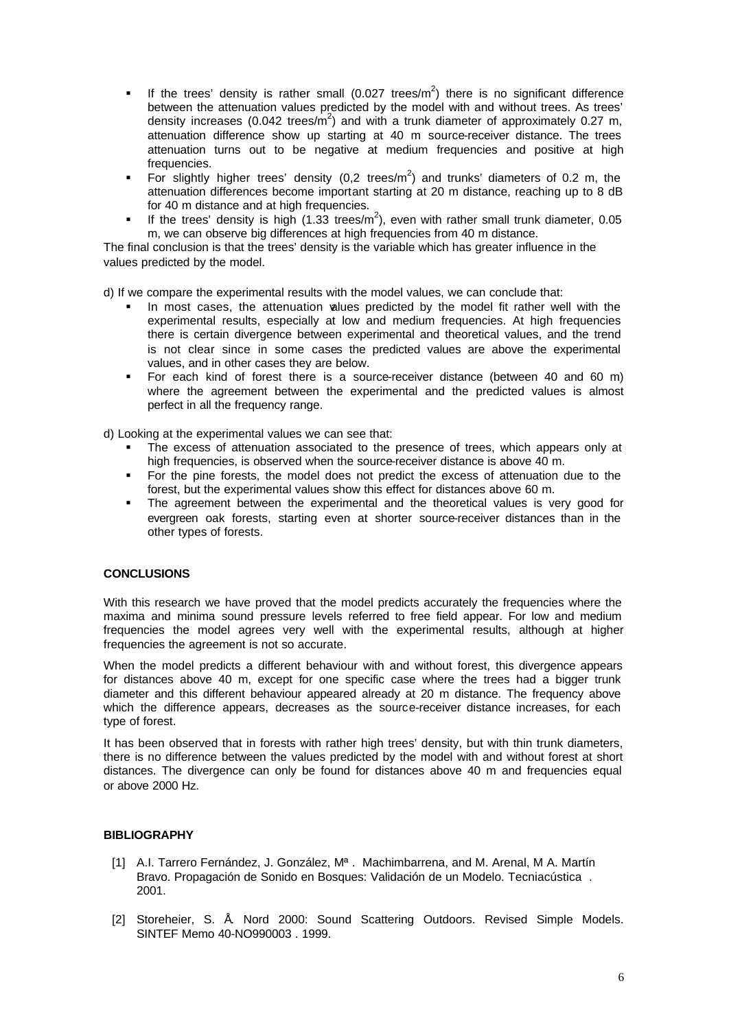- If the trees' density is rather small (0.027 trees/m$^2$) there is no significant difference between the attenuation values predicted by the model with and without trees. As trees' density increases (0.042 trees/m$^2$) and with a trunk diameter of approximately 0.27 m, attenuation difference show up starting at 40 m source-receiver distance. The trees attenuation turns out to be negative at medium frequencies and positive at high frequencies.
- For slightly higher trees' density (0,2 trees/m$^2$) and trunks' diameters of 0.2 m, the attenuation differences become important starting at 20 m distance, reaching up to 8 dB for 40 m distance and at high frequencies.
- If the trees' density is high (1.33 trees/m$^2$), even with rather small trunk diameter, 0.05 m, we can observe big differences at high frequencies from 40 m distance.

The final conclusion is that the trees' density is the variable which has greater influence in the values predicted by the model.

d) If we compare the experimental results with the model values, we can conclude that:

- In most cases, the attenuation values predicted by the model fit rather well with the experimental results, especially at low and medium frequencies. At high frequencies there is certain divergence between experimental and theoretical values, and the trend is not clear since in some cases the predicted values are above the experimental values, and in other cases they are below.
- For each kind of forest there is a source-receiver distance (between 40 and 60 m) where the agreement between the experimental and the predicted values is almost perfect in all the frequency range.

d) Looking at the experimental values we can see that:

- The excess of attenuation associated to the presence of trees, which appears only at high frequencies, is observed when the source-receiver distance is above 40 m.
- For the pine forests, the model does not predict the excess of attenuation due to the forest, but the experimental values show this effect for distances above 60 m.
- The agreement between the experimental and the theoretical values is very good for evergreen oak forests, starting even at shorter source-receiver distances than in the other types of forests.

**CONCLUSIONS**

With this research we have proved that the model predicts accurately the frequencies where the maxima and minima sound pressure levels referred to free field appear. For low and medium frequencies the model agrees very well with the experimental results, although at higher frequencies the agreement is not so accurate.

When the model predicts a different behaviour with and without forest, this divergence appears for distances above 40 m, except for one specific case where the trees had a bigger trunk diameter and this different behaviour appeared already at 20 m distance. The frequency above which the difference appears, decreases as the source-receiver distance increases, for each type of forest.

It has been observed that in forests with rather high trees' density, but with thin trunk diameters, there is no difference between the values predicted by the model with and without forest at short distances. The divergence can only be found for distances above 40 m and frequencies equal or above 2000 Hz.

**BIBLIOGRAPHY**

[1] A.I. Tarrero Fernández, J. González, Mª . Machimbarrena, and M. Arenal, M A. Martín Bravo. Propagación de Sonido en Bosques: Validación de un Modelo. Tecniacústica . 2001.

[2] Storeheier, S. Å. Nord 2000: Sound Scattering Outdoors. Revised Simple Models. SINTEF Memo 40-NO990003 . 1999.